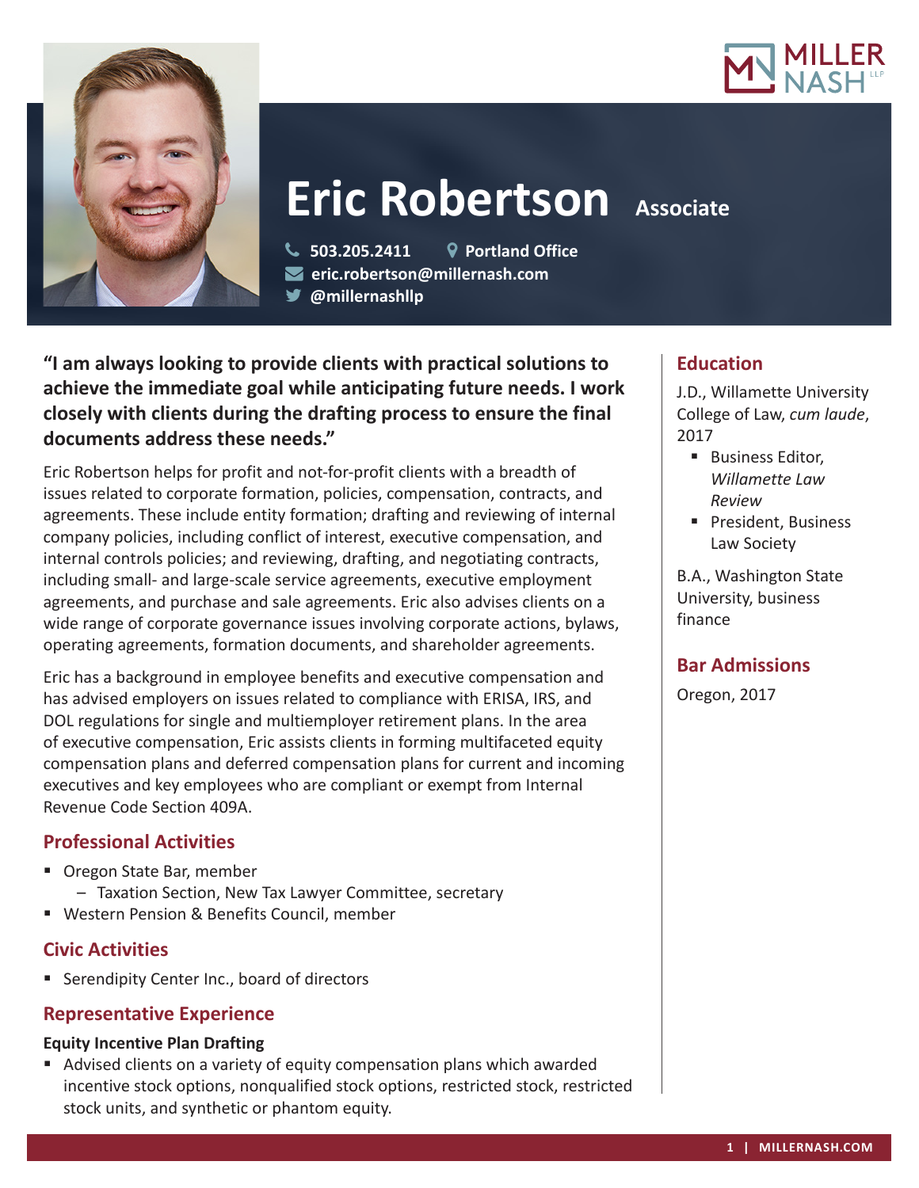# Eric Robertson Associate

503.205.2411 | Portland Office
eric.robertson@millernash.com
@millernashllp

**"I am always looking to provide clients with practical solutions to achieve the immediate goal while anticipating future needs. I work closely with clients during the drafting process to ensure the final documents address these needs."**

Eric Robertson helps for profit and not-for-profit clients with a breadth of issues related to corporate formation, policies, compensation, contracts, and agreements. These include entity formation; drafting and reviewing of internal company policies, including conflict of interest, executive compensation, and internal controls policies; and reviewing, drafting, and negotiating contracts, including small- and large-scale service agreements, executive employment agreements, and purchase and sale agreements. Eric also advises clients on a wide range of corporate governance issues involving corporate actions, bylaws, operating agreements, formation documents, and shareholder agreements.

Eric has a background in employee benefits and executive compensation and has advised employers on issues related to compliance with ERISA, IRS, and DOL regulations for single and multiemployer retirement plans. In the area of executive compensation, Eric assists clients in forming multifaceted equity compensation plans and deferred compensation plans for current and incoming executives and key employees who are compliant or exempt from Internal Revenue Code Section 409A.

## Professional Activities

- Oregon State Bar, member
  - Taxation Section, New Tax Lawyer Committee, secretary
- Western Pension & Benefits Council, member

## Civic Activities

- Serendipity Center Inc., board of directors

## Representative Experience

### Equity Incentive Plan Drafting

- Advised clients on a variety of equity compensation plans which awarded incentive stock options, nonqualified stock options, restricted stock, restricted stock units, and synthetic or phantom equity.

## Education

J.D., Willamette University College of Law, *cum laude*, 2017

- Business Editor, *Willamette Law Review*
- President, Business Law Society

B.A., Washington State University, business finance

## Bar Admissions

Oregon, 2017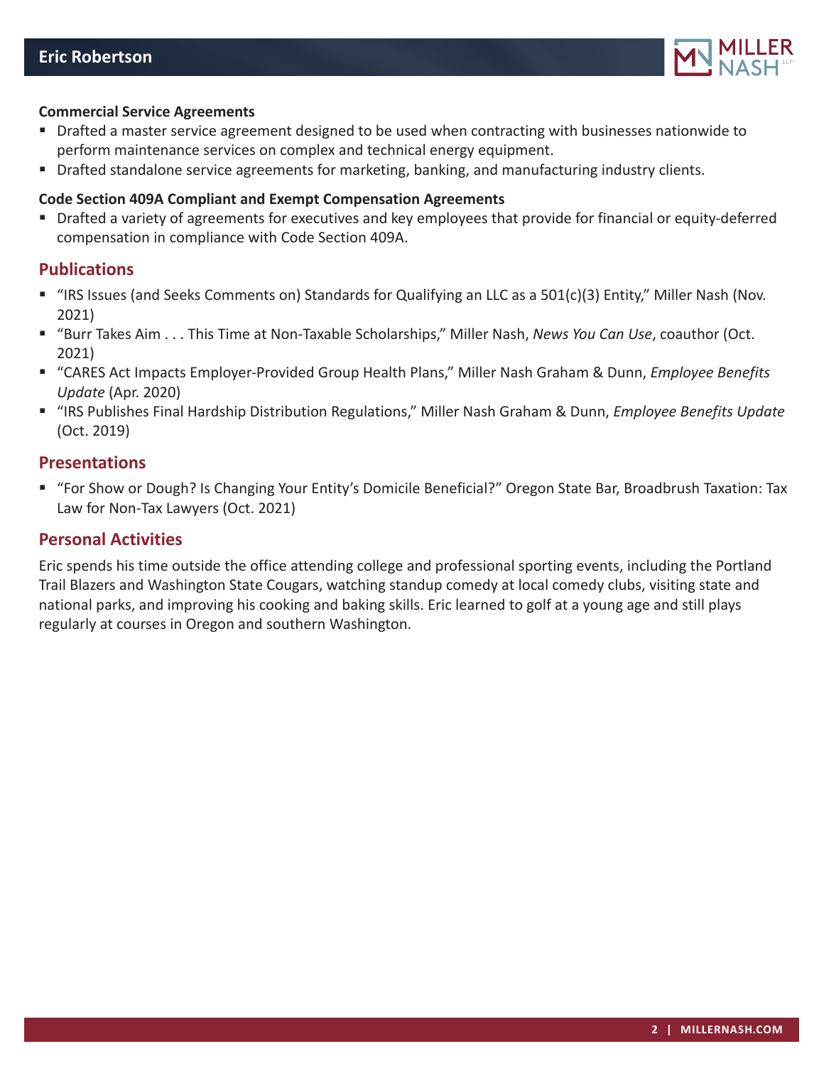**Commercial Service Agreements**

- Drafted a master service agreement designed to be used when contracting with businesses nationwide to perform maintenance services on complex and technical energy equipment.
- Drafted standalone service agreements for marketing, banking, and manufacturing industry clients.

**Code Section 409A Compliant and Exempt Compensation Agreements**

- Drafted a variety of agreements for executives and key employees that provide for financial or equity-deferred compensation in compliance with Code Section 409A.

## Publications

- "IRS Issues (and Seeks Comments on) Standards for Qualifying an LLC as a 501(c)(3) Entity," Miller Nash (Nov. 2021)
- "Burr Takes Aim . . . This Time at Non-Taxable Scholarships," Miller Nash, *News You Can Use*, coauthor (Oct. 2021)
- "CARES Act Impacts Employer-Provided Group Health Plans," Miller Nash Graham & Dunn, *Employee Benefits Update* (Apr. 2020)
- "IRS Publishes Final Hardship Distribution Regulations," Miller Nash Graham & Dunn, *Employee Benefits Update* (Oct. 2019)

## Presentations

- "For Show or Dough? Is Changing Your Entity's Domicile Beneficial?" Oregon State Bar, Broadbrush Taxation: Tax Law for Non-Tax Lawyers (Oct. 2021)

## Personal Activities

Eric spends his time outside the office attending college and professional sporting events, including the Portland Trail Blazers and Washington State Cougars, watching standup comedy at local comedy clubs, visiting state and national parks, and improving his cooking and baking skills. Eric learned to golf at a young age and still plays regularly at courses in Oregon and southern Washington.